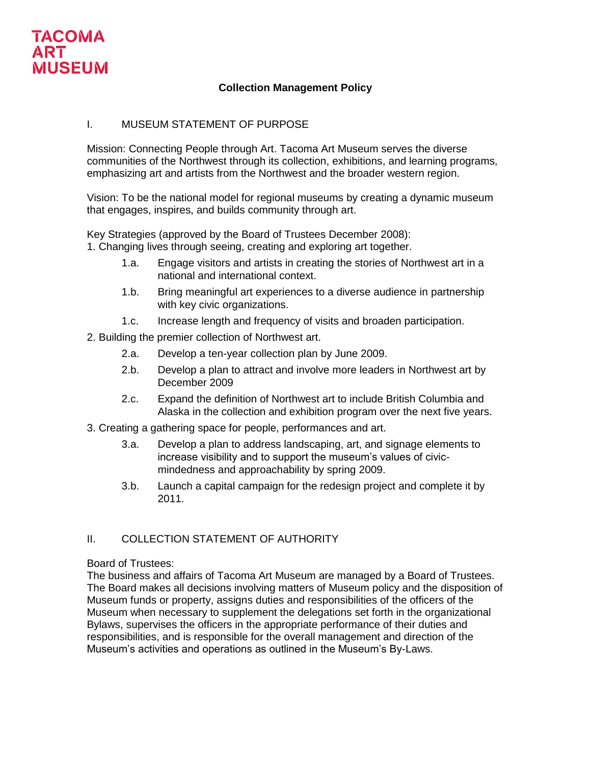TACOMA ART MUSEUM

# Collection Management Policy

## I. MUSEUM STATEMENT OF PURPOSE

Mission: Connecting People through Art. Tacoma Art Museum serves the diverse communities of the Northwest through its collection, exhibitions, and learning programs, emphasizing art and artists from the Northwest and the broader western region.

Vision: To be the national model for regional museums by creating a dynamic museum that engages, inspires, and builds community through art.

Key Strategies (approved by the Board of Trustees December 2008):

1. Changing lives through seeing, creating and exploring art together.
   - 1.a. Engage visitors and artists in creating the stories of Northwest art in a national and international context.
   - 1.b. Bring meaningful art experiences to a diverse audience in partnership with key civic organizations.
   - 1.c. Increase length and frequency of visits and broaden participation.
2. Building the premier collection of Northwest art.
   - 2.a. Develop a ten-year collection plan by June 2009.
   - 2.b. Develop a plan to attract and involve more leaders in Northwest art by December 2009
   - 2.c. Expand the definition of Northwest art to include British Columbia and Alaska in the collection and exhibition program over the next five years.
3. Creating a gathering space for people, performances and art.
   - 3.a. Develop a plan to address landscaping, art, and signage elements to increase visibility and to support the museum's values of civic-mindedness and approachability by spring 2009.
   - 3.b. Launch a capital campaign for the redesign project and complete it by 2011.

## II. COLLECTION STATEMENT OF AUTHORITY

Board of Trustees:
The business and affairs of Tacoma Art Museum are managed by a Board of Trustees. The Board makes all decisions involving matters of Museum policy and the disposition of Museum funds or property, assigns duties and responsibilities of the officers of the Museum when necessary to supplement the delegations set forth in the organizational Bylaws, supervises the officers in the appropriate performance of their duties and responsibilities, and is responsible for the overall management and direction of the Museum's activities and operations as outlined in the Museum's By-Laws.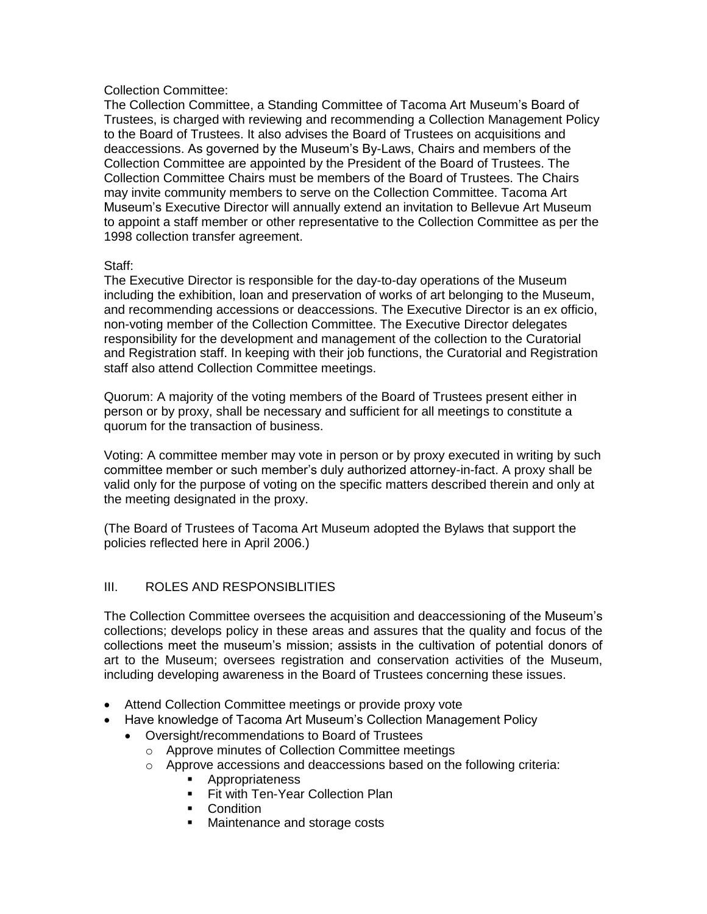Collection Committee:
The Collection Committee, a Standing Committee of Tacoma Art Museum's Board of Trustees, is charged with reviewing and recommending a Collection Management Policy to the Board of Trustees. It also advises the Board of Trustees on acquisitions and deaccessions. As governed by the Museum's By-Laws, Chairs and members of the Collection Committee are appointed by the President of the Board of Trustees. The Collection Committee Chairs must be members of the Board of Trustees. The Chairs may invite community members to serve on the Collection Committee. Tacoma Art Museum's Executive Director will annually extend an invitation to Bellevue Art Museum to appoint a staff member or other representative to the Collection Committee as per the 1998 collection transfer agreement.

Staff:
The Executive Director is responsible for the day-to-day operations of the Museum including the exhibition, loan and preservation of works of art belonging to the Museum, and recommending accessions or deaccessions. The Executive Director is an ex officio, non-voting member of the Collection Committee. The Executive Director delegates responsibility for the development and management of the collection to the Curatorial and Registration staff. In keeping with their job functions, the Curatorial and Registration staff also attend Collection Committee meetings.

Quorum: A majority of the voting members of the Board of Trustees present either in person or by proxy, shall be necessary and sufficient for all meetings to constitute a quorum for the transaction of business.

Voting: A committee member may vote in person or by proxy executed in writing by such committee member or such member's duly authorized attorney-in-fact. A proxy shall be valid only for the purpose of voting on the specific matters described therein and only at the meeting designated in the proxy.

(The Board of Trustees of Tacoma Art Museum adopted the Bylaws that support the policies reflected here in April 2006.)

## III. ROLES AND RESPONSIBLITIES

The Collection Committee oversees the acquisition and deaccessioning of the Museum's collections; develops policy in these areas and assures that the quality and focus of the collections meet the museum's mission; assists in the cultivation of potential donors of art to the Museum; oversees registration and conservation activities of the Museum, including developing awareness in the Board of Trustees concerning these issues.

- Attend Collection Committee meetings or provide proxy vote
- Have knowledge of Tacoma Art Museum's Collection Management Policy
    - Oversight/recommendations to Board of Trustees
        - Approve minutes of Collection Committee meetings
        - Approve accessions and deaccessions based on the following criteria:
            - Appropriateness
            - Fit with Ten-Year Collection Plan
            - Condition
            - Maintenance and storage costs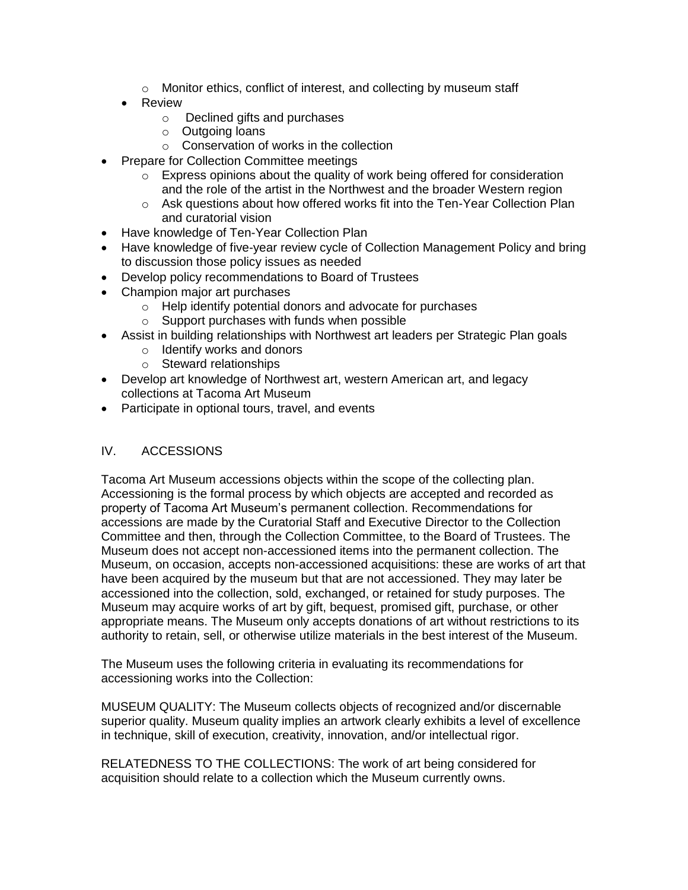- Monitor ethics, conflict of interest, and collecting by museum staff
  - Review
    - Declined gifts and purchases
    - Outgoing loans
    - Conservation of works in the collection
- Prepare for Collection Committee meetings
  - Express opinions about the quality of work being offered for consideration and the role of the artist in the Northwest and the broader Western region
  - Ask questions about how offered works fit into the Ten-Year Collection Plan and curatorial vision
- Have knowledge of Ten-Year Collection Plan
- Have knowledge of five-year review cycle of Collection Management Policy and bring to discussion those policy issues as needed
- Develop policy recommendations to Board of Trustees
- Champion major art purchases
  - Help identify potential donors and advocate for purchases
  - Support purchases with funds when possible
- Assist in building relationships with Northwest art leaders per Strategic Plan goals
  - Identify works and donors
  - Steward relationships
- Develop art knowledge of Northwest art, western American art, and legacy collections at Tacoma Art Museum
- Participate in optional tours, travel, and events

## IV. ACCESSIONS

Tacoma Art Museum accessions objects within the scope of the collecting plan. Accessioning is the formal process by which objects are accepted and recorded as property of Tacoma Art Museum's permanent collection. Recommendations for accessions are made by the Curatorial Staff and Executive Director to the Collection Committee and then, through the Collection Committee, to the Board of Trustees. The Museum does not accept non-accessioned items into the permanent collection. The Museum, on occasion, accepts non-accessioned acquisitions: these are works of art that have been acquired by the museum but that are not accessioned. They may later be accessioned into the collection, sold, exchanged, or retained for study purposes. The Museum may acquire works of art by gift, bequest, promised gift, purchase, or other appropriate means. The Museum only accepts donations of art without restrictions to its authority to retain, sell, or otherwise utilize materials in the best interest of the Museum.

The Museum uses the following criteria in evaluating its recommendations for accessioning works into the Collection:

MUSEUM QUALITY: The Museum collects objects of recognized and/or discernable superior quality. Museum quality implies an artwork clearly exhibits a level of excellence in technique, skill of execution, creativity, innovation, and/or intellectual rigor.

RELATEDNESS TO THE COLLECTIONS: The work of art being considered for acquisition should relate to a collection which the Museum currently owns.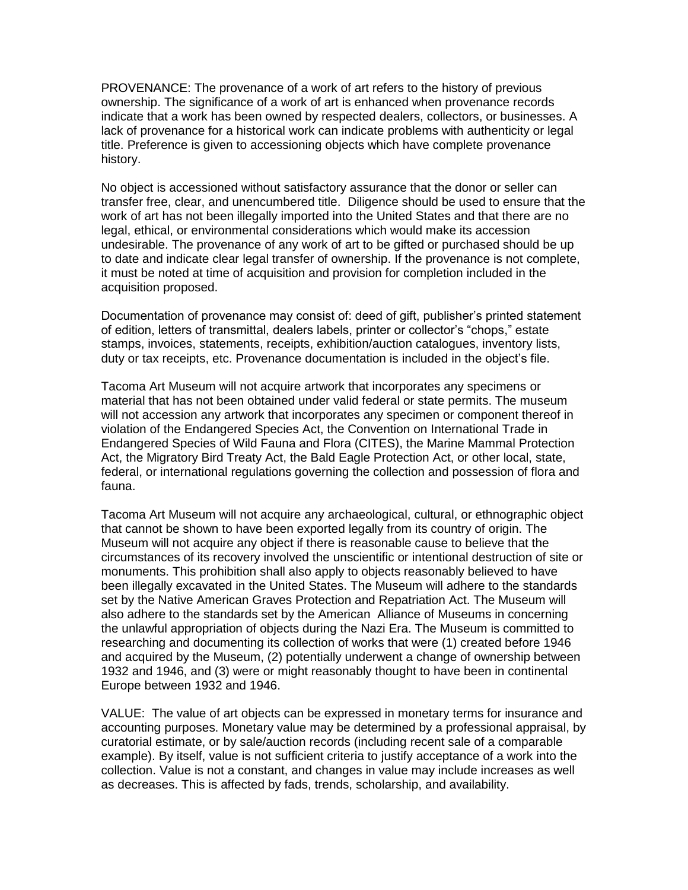PROVENANCE: The provenance of a work of art refers to the history of previous ownership. The significance of a work of art is enhanced when provenance records indicate that a work has been owned by respected dealers, collectors, or businesses. A lack of provenance for a historical work can indicate problems with authenticity or legal title. Preference is given to accessioning objects which have complete provenance history.

No object is accessioned without satisfactory assurance that the donor or seller can transfer free, clear, and unencumbered title. Diligence should be used to ensure that the work of art has not been illegally imported into the United States and that there are no legal, ethical, or environmental considerations which would make its accession undesirable. The provenance of any work of art to be gifted or purchased should be up to date and indicate clear legal transfer of ownership. If the provenance is not complete, it must be noted at time of acquisition and provision for completion included in the acquisition proposed.

Documentation of provenance may consist of: deed of gift, publisher's printed statement of edition, letters of transmittal, dealers labels, printer or collector's "chops," estate stamps, invoices, statements, receipts, exhibition/auction catalogues, inventory lists, duty or tax receipts, etc. Provenance documentation is included in the object's file.

Tacoma Art Museum will not acquire artwork that incorporates any specimens or material that has not been obtained under valid federal or state permits. The museum will not accession any artwork that incorporates any specimen or component thereof in violation of the Endangered Species Act, the Convention on International Trade in Endangered Species of Wild Fauna and Flora (CITES), the Marine Mammal Protection Act, the Migratory Bird Treaty Act, the Bald Eagle Protection Act, or other local, state, federal, or international regulations governing the collection and possession of flora and fauna.

Tacoma Art Museum will not acquire any archaeological, cultural, or ethnographic object that cannot be shown to have been exported legally from its country of origin. The Museum will not acquire any object if there is reasonable cause to believe that the circumstances of its recovery involved the unscientific or intentional destruction of site or monuments. This prohibition shall also apply to objects reasonably believed to have been illegally excavated in the United States. The Museum will adhere to the standards set by the Native American Graves Protection and Repatriation Act. The Museum will also adhere to the standards set by the American Alliance of Museums in concerning the unlawful appropriation of objects during the Nazi Era. The Museum is committed to researching and documenting its collection of works that were (1) created before 1946 and acquired by the Museum, (2) potentially underwent a change of ownership between 1932 and 1946, and (3) were or might reasonably thought to have been in continental Europe between 1932 and 1946.

VALUE: The value of art objects can be expressed in monetary terms for insurance and accounting purposes. Monetary value may be determined by a professional appraisal, by curatorial estimate, or by sale/auction records (including recent sale of a comparable example). By itself, value is not sufficient criteria to justify acceptance of a work into the collection. Value is not a constant, and changes in value may include increases as well as decreases. This is affected by fads, trends, scholarship, and availability.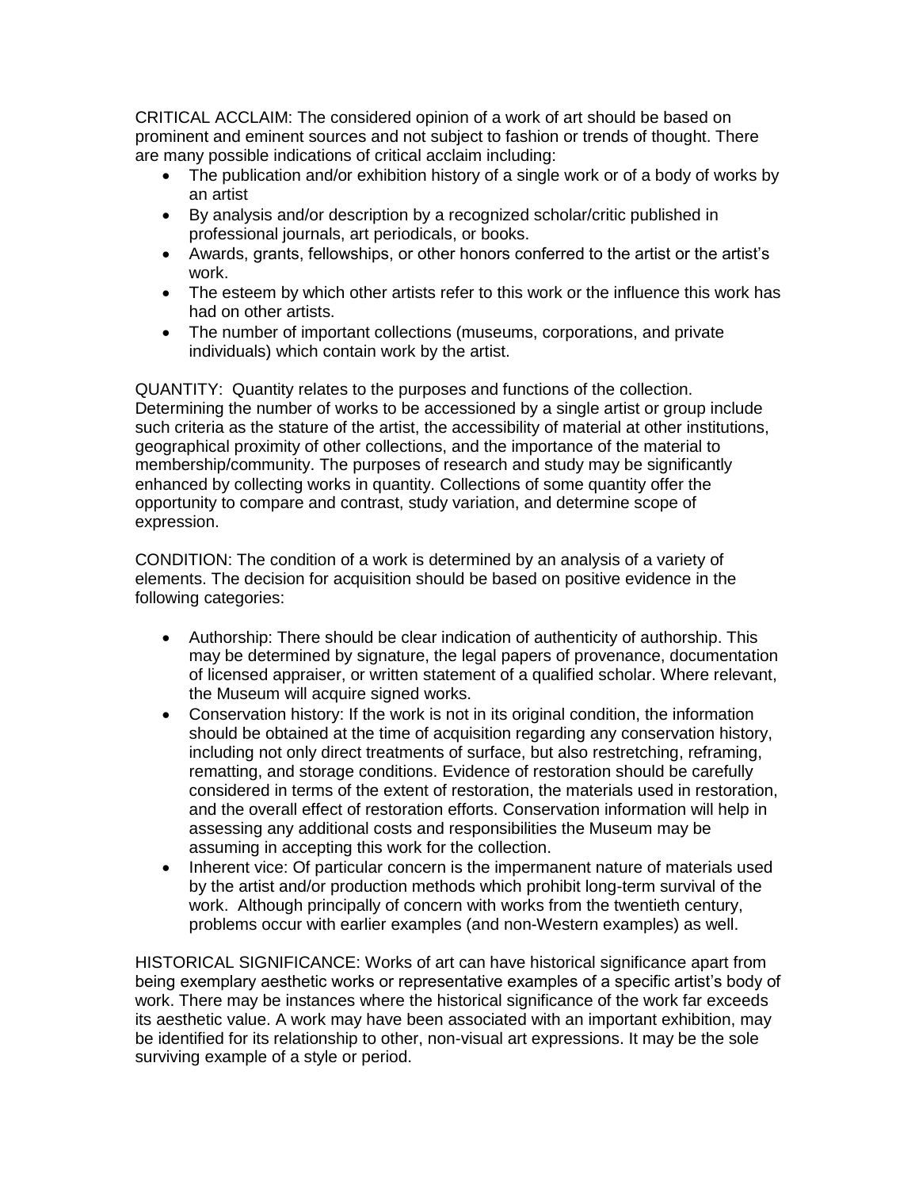CRITICAL ACCLAIM: The considered opinion of a work of art should be based on prominent and eminent sources and not subject to fashion or trends of thought. There are many possible indications of critical acclaim including:

- The publication and/or exhibition history of a single work or of a body of works by an artist
- By analysis and/or description by a recognized scholar/critic published in professional journals, art periodicals, or books.
- Awards, grants, fellowships, or other honors conferred to the artist or the artist's work.
- The esteem by which other artists refer to this work or the influence this work has had on other artists.
- The number of important collections (museums, corporations, and private individuals) which contain work by the artist.

QUANTITY: Quantity relates to the purposes and functions of the collection. Determining the number of works to be accessioned by a single artist or group include such criteria as the stature of the artist, the accessibility of material at other institutions, geographical proximity of other collections, and the importance of the material to membership/community. The purposes of research and study may be significantly enhanced by collecting works in quantity. Collections of some quantity offer the opportunity to compare and contrast, study variation, and determine scope of expression.

CONDITION: The condition of a work is determined by an analysis of a variety of elements. The decision for acquisition should be based on positive evidence in the following categories:

- Authorship: There should be clear indication of authenticity of authorship. This may be determined by signature, the legal papers of provenance, documentation of licensed appraiser, or written statement of a qualified scholar. Where relevant, the Museum will acquire signed works.
- Conservation history: If the work is not in its original condition, the information should be obtained at the time of acquisition regarding any conservation history, including not only direct treatments of surface, but also restretching, reframing, rematting, and storage conditions. Evidence of restoration should be carefully considered in terms of the extent of restoration, the materials used in restoration, and the overall effect of restoration efforts. Conservation information will help in assessing any additional costs and responsibilities the Museum may be assuming in accepting this work for the collection.
- Inherent vice: Of particular concern is the impermanent nature of materials used by the artist and/or production methods which prohibit long-term survival of the work. Although principally of concern with works from the twentieth century, problems occur with earlier examples (and non-Western examples) as well.

HISTORICAL SIGNIFICANCE: Works of art can have historical significance apart from being exemplary aesthetic works or representative examples of a specific artist's body of work. There may be instances where the historical significance of the work far exceeds its aesthetic value. A work may have been associated with an important exhibition, may be identified for its relationship to other, non-visual art expressions. It may be the sole surviving example of a style or period.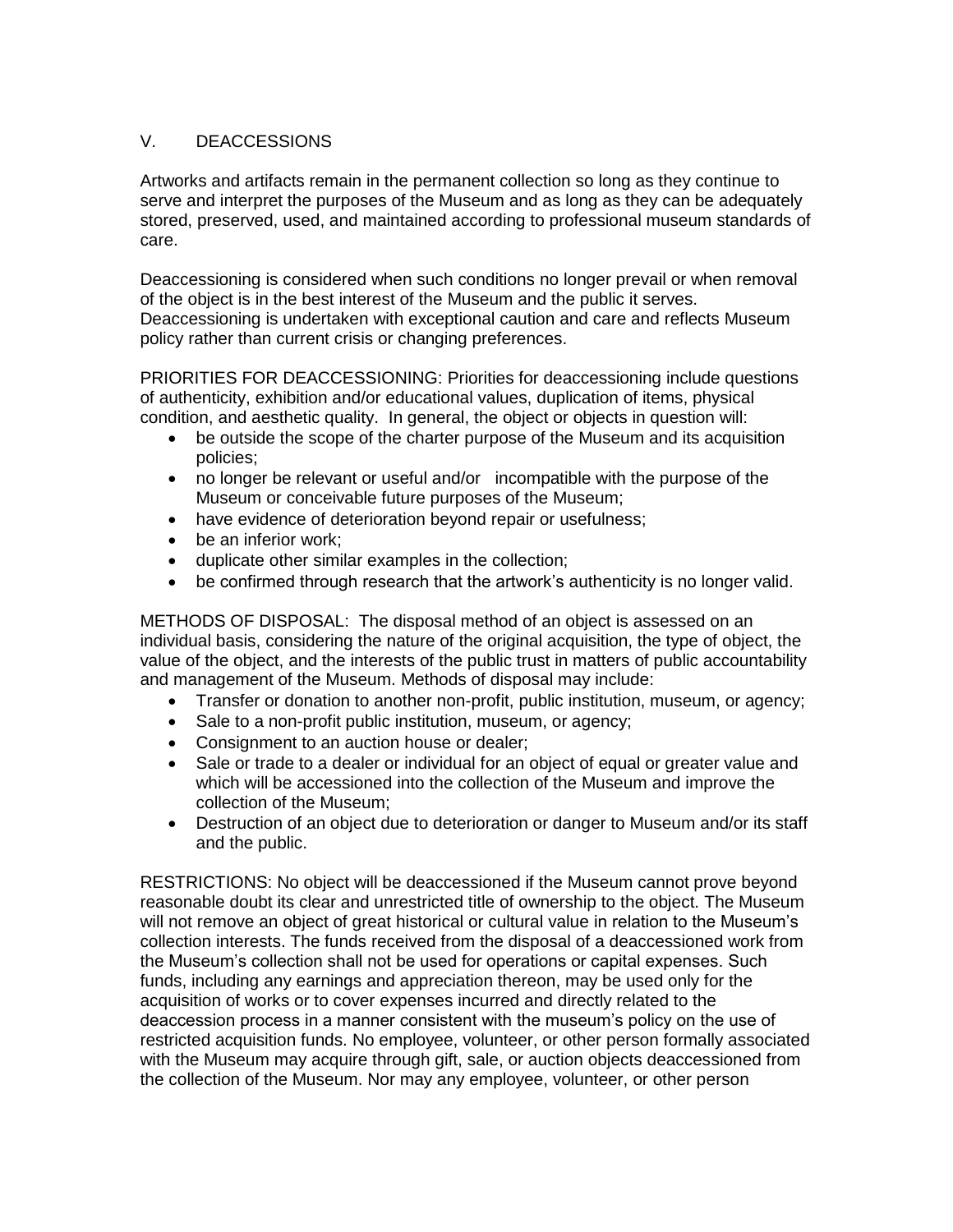## V. DEACCESSIONS

Artworks and artifacts remain in the permanent collection so long as they continue to serve and interpret the purposes of the Museum and as long as they can be adequately stored, preserved, used, and maintained according to professional museum standards of care.

Deaccessioning is considered when such conditions no longer prevail or when removal of the object is in the best interest of the Museum and the public it serves. Deaccessioning is undertaken with exceptional caution and care and reflects Museum policy rather than current crisis or changing preferences.

PRIORITIES FOR DEACCESSIONING: Priorities for deaccessioning include questions of authenticity, exhibition and/or educational values, duplication of items, physical condition, and aesthetic quality. In general, the object or objects in question will:

- be outside the scope of the charter purpose of the Museum and its acquisition policies;
- no longer be relevant or useful and/or incompatible with the purpose of the Museum or conceivable future purposes of the Museum;
- have evidence of deterioration beyond repair or usefulness;
- be an inferior work;
- duplicate other similar examples in the collection;
- be confirmed through research that the artwork's authenticity is no longer valid.

METHODS OF DISPOSAL: The disposal method of an object is assessed on an individual basis, considering the nature of the original acquisition, the type of object, the value of the object, and the interests of the public trust in matters of public accountability and management of the Museum. Methods of disposal may include:

- Transfer or donation to another non-profit, public institution, museum, or agency;
- Sale to a non-profit public institution, museum, or agency;
- Consignment to an auction house or dealer;
- Sale or trade to a dealer or individual for an object of equal or greater value and which will be accessioned into the collection of the Museum and improve the collection of the Museum;
- Destruction of an object due to deterioration or danger to Museum and/or its staff and the public.

RESTRICTIONS: No object will be deaccessioned if the Museum cannot prove beyond reasonable doubt its clear and unrestricted title of ownership to the object. The Museum will not remove an object of great historical or cultural value in relation to the Museum's collection interests. The funds received from the disposal of a deaccessioned work from the Museum's collection shall not be used for operations or capital expenses. Such funds, including any earnings and appreciation thereon, may be used only for the acquisition of works or to cover expenses incurred and directly related to the deaccession process in a manner consistent with the museum's policy on the use of restricted acquisition funds. No employee, volunteer, or other person formally associated with the Museum may acquire through gift, sale, or auction objects deaccessioned from the collection of the Museum. Nor may any employee, volunteer, or other person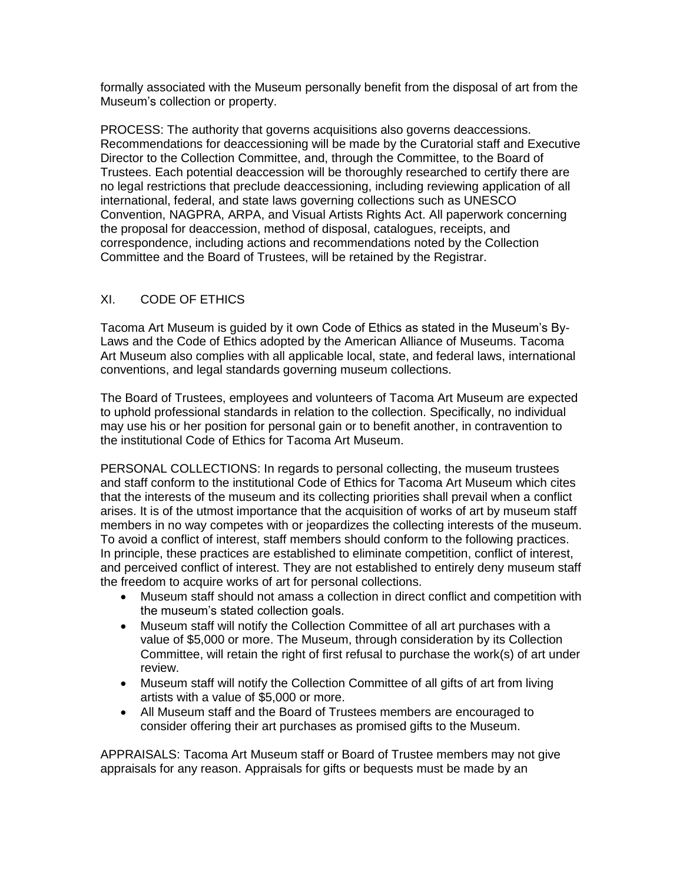formally associated with the Museum personally benefit from the disposal of art from the Museum's collection or property.

PROCESS: The authority that governs acquisitions also governs deaccessions. Recommendations for deaccessioning will be made by the Curatorial staff and Executive Director to the Collection Committee, and, through the Committee, to the Board of Trustees. Each potential deaccession will be thoroughly researched to certify there are no legal restrictions that preclude deaccessioning, including reviewing application of all international, federal, and state laws governing collections such as UNESCO Convention, NAGPRA, ARPA, and Visual Artists Rights Act. All paperwork concerning the proposal for deaccession, method of disposal, catalogues, receipts, and correspondence, including actions and recommendations noted by the Collection Committee and the Board of Trustees, will be retained by the Registrar.

## XI. CODE OF ETHICS

Tacoma Art Museum is guided by it own Code of Ethics as stated in the Museum's By-Laws and the Code of Ethics adopted by the American Alliance of Museums. Tacoma Art Museum also complies with all applicable local, state, and federal laws, international conventions, and legal standards governing museum collections.

The Board of Trustees, employees and volunteers of Tacoma Art Museum are expected to uphold professional standards in relation to the collection. Specifically, no individual may use his or her position for personal gain or to benefit another, in contravention to the institutional Code of Ethics for Tacoma Art Museum.

PERSONAL COLLECTIONS: In regards to personal collecting, the museum trustees and staff conform to the institutional Code of Ethics for Tacoma Art Museum which cites that the interests of the museum and its collecting priorities shall prevail when a conflict arises. It is of the utmost importance that the acquisition of works of art by museum staff members in no way competes with or jeopardizes the collecting interests of the museum. To avoid a conflict of interest, staff members should conform to the following practices. In principle, these practices are established to eliminate competition, conflict of interest, and perceived conflict of interest. They are not established to entirely deny museum staff the freedom to acquire works of art for personal collections.

- Museum staff should not amass a collection in direct conflict and competition with the museum's stated collection goals.
- Museum staff will notify the Collection Committee of all art purchases with a value of $5,000 or more. The Museum, through consideration by its Collection Committee, will retain the right of first refusal to purchase the work(s) of art under review.
- Museum staff will notify the Collection Committee of all gifts of art from living artists with a value of $5,000 or more.
- All Museum staff and the Board of Trustees members are encouraged to consider offering their art purchases as promised gifts to the Museum.

APPRAISALS: Tacoma Art Museum staff or Board of Trustee members may not give appraisals for any reason. Appraisals for gifts or bequests must be made by an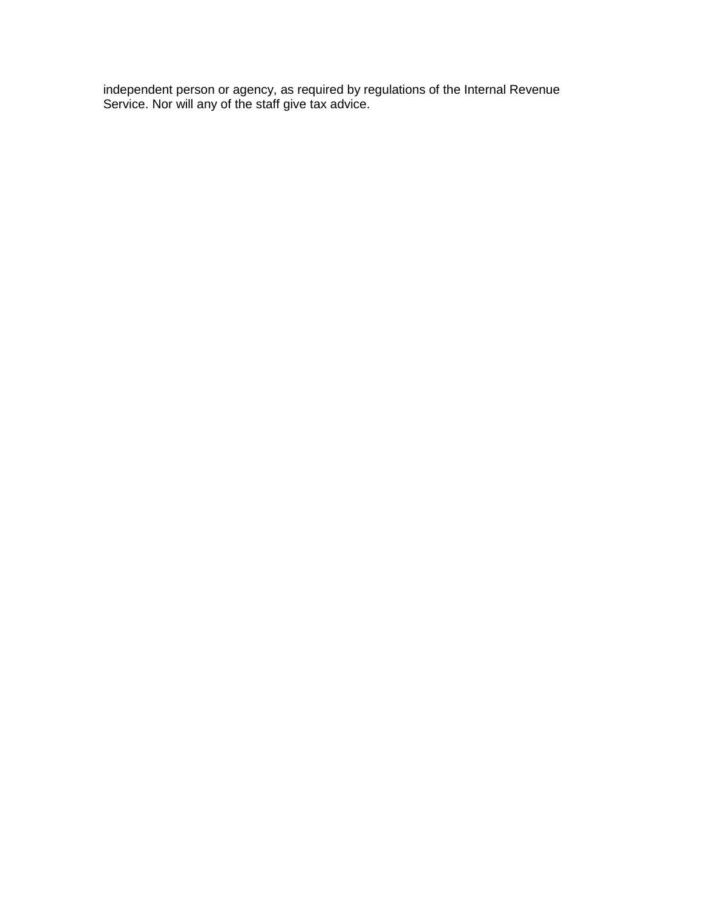independent person or agency, as required by regulations of the Internal Revenue Service. Nor will any of the staff give tax advice.